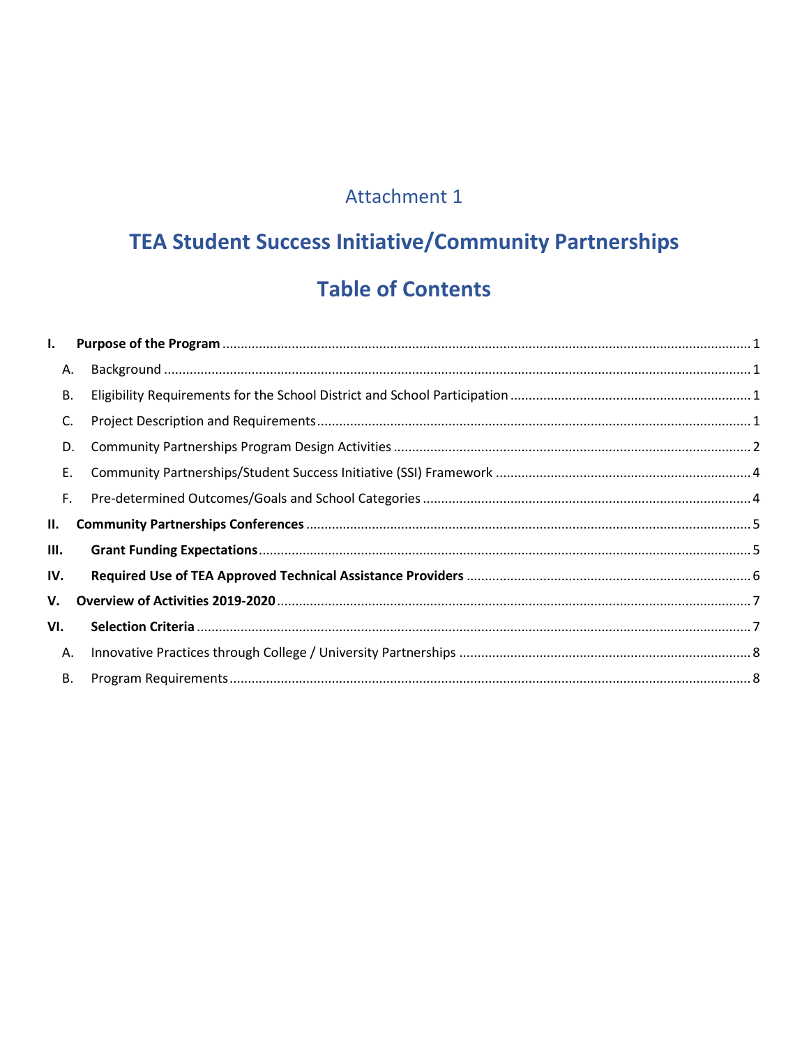Attachment 1

# TEA Student Success Initiative/Community Partnerships

## Table of Contents

- **I. Purpose of the Program** ........ 1
  - A. Background ........ 1
  - B. Eligibility Requirements for the School District and School Participation ........ 1
  - C. Project Description and Requirements ........ 1
  - D. Community Partnerships Program Design Activities ........ 2
  - E. Community Partnerships/Student Success Initiative (SSI) Framework ........ 4
  - F. Pre-determined Outcomes/Goals and School Categories ........ 4
- **II. Community Partnerships Conferences** ........ 5
- **III. Grant Funding Expectations** ........ 5
- **IV. Required Use of TEA Approved Technical Assistance Providers** ........ 6
- **V. Overview of Activities 2019-2020** ........ 7
- **VI. Selection Criteria** ........ 7
  - A. Innovative Practices through College / University Partnerships ........ 8
  - B. Program Requirements ........ 8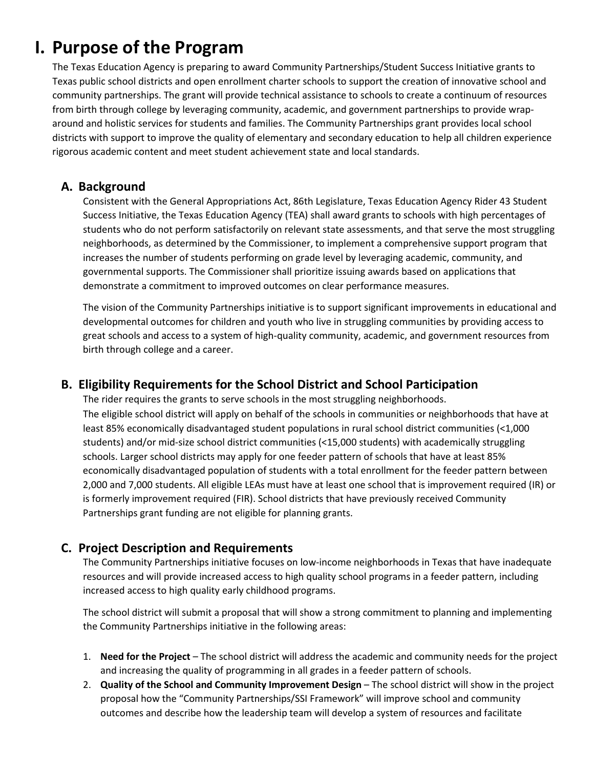# I. Purpose of the Program

The Texas Education Agency is preparing to award Community Partnerships/Student Success Initiative grants to Texas public school districts and open enrollment charter schools to support the creation of innovative school and community partnerships. The grant will provide technical assistance to schools to create a continuum of resources from birth through college by leveraging community, academic, and government partnerships to provide wrap-around and holistic services for students and families. The Community Partnerships grant provides local school districts with support to improve the quality of elementary and secondary education to help all children experience rigorous academic content and meet student achievement state and local standards.

## A. Background

Consistent with the General Appropriations Act, 86th Legislature, Texas Education Agency Rider 43 Student Success Initiative, the Texas Education Agency (TEA) shall award grants to schools with high percentages of students who do not perform satisfactorily on relevant state assessments, and that serve the most struggling neighborhoods, as determined by the Commissioner, to implement a comprehensive support program that increases the number of students performing on grade level by leveraging academic, community, and governmental supports. The Commissioner shall prioritize issuing awards based on applications that demonstrate a commitment to improved outcomes on clear performance measures.

The vision of the Community Partnerships initiative is to support significant improvements in educational and developmental outcomes for children and youth who live in struggling communities by providing access to great schools and access to a system of high-quality community, academic, and government resources from birth through college and a career.

## B. Eligibility Requirements for the School District and School Participation

The rider requires the grants to serve schools in the most struggling neighborhoods.
The eligible school district will apply on behalf of the schools in communities or neighborhoods that have at least 85% economically disadvantaged student populations in rural school district communities (<1,000 students) and/or mid-size school district communities (<15,000 students) with academically struggling schools. Larger school districts may apply for one feeder pattern of schools that have at least 85% economically disadvantaged population of students with a total enrollment for the feeder pattern between 2,000 and 7,000 students. All eligible LEAs must have at least one school that is improvement required (IR) or is formerly improvement required (FIR). School districts that have previously received Community Partnerships grant funding are not eligible for planning grants.

## C. Project Description and Requirements

The Community Partnerships initiative focuses on low-income neighborhoods in Texas that have inadequate resources and will provide increased access to high quality school programs in a feeder pattern, including increased access to high quality early childhood programs.

The school district will submit a proposal that will show a strong commitment to planning and implementing the Community Partnerships initiative in the following areas:

1. **Need for the Project** – The school district will address the academic and community needs for the project and increasing the quality of programming in all grades in a feeder pattern of schools.
2. **Quality of the School and Community Improvement Design** – The school district will show in the project proposal how the "Community Partnerships/SSI Framework" will improve school and community outcomes and describe how the leadership team will develop a system of resources and facilitate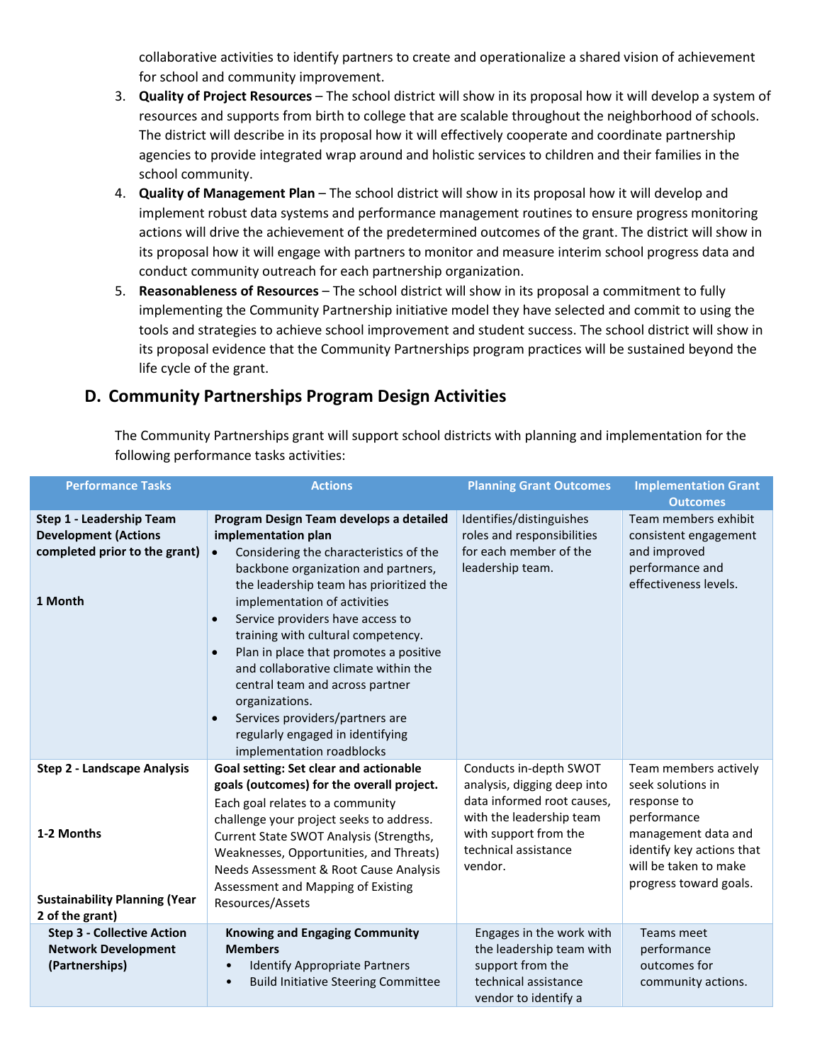collaborative activities to identify partners to create and operationalize a shared vision of achievement for school and community improvement.

3. **Quality of Project Resources** – The school district will show in its proposal how it will develop a system of resources and supports from birth to college that are scalable throughout the neighborhood of schools. The district will describe in its proposal how it will effectively cooperate and coordinate partnership agencies to provide integrated wrap around and holistic services to children and their families in the school community.
4. **Quality of Management Plan** – The school district will show in its proposal how it will develop and implement robust data systems and performance management routines to ensure progress monitoring actions will drive the achievement of the predetermined outcomes of the grant. The district will show in its proposal how it will engage with partners to monitor and measure interim school progress data and conduct community outreach for each partnership organization.
5. **Reasonableness of Resources** – The school district will show in its proposal a commitment to fully implementing the Community Partnership initiative model they have selected and commit to using the tools and strategies to achieve school improvement and student success. The school district will show in its proposal evidence that the Community Partnerships program practices will be sustained beyond the life cycle of the grant.

## D. Community Partnerships Program Design Activities

The Community Partnerships grant will support school districts with planning and implementation for the following performance tasks activities:

| Performance Tasks | Actions | Planning Grant Outcomes | Implementation Grant Outcomes |
|---|---|---|---|
| **Step 1 - Leadership Team Development (Actions completed prior to the grant)**<br><br>**1 Month** | **Program Design Team develops a detailed implementation plan**<br>• Considering the characteristics of the backbone organization and partners, the leadership team has prioritized the implementation of activities<br>• Service providers have access to training with cultural competency.<br>• Plan in place that promotes a positive and collaborative climate within the central team and across partner organizations.<br>• Services providers/partners are regularly engaged in identifying implementation roadblocks | Identifies/distinguishes roles and responsibilities for each member of the leadership team. | Team members exhibit consistent engagement and improved performance and effectiveness levels. |
| **Step 2 - Landscape Analysis**<br><br>**1-2 Months**<br><br>**Sustainability Planning (Year 2 of the grant)** | **Goal setting: Set clear and actionable goals (outcomes) for the overall project.**<br>Each goal relates to a community challenge your project seeks to address.<br>Current State SWOT Analysis (Strengths, Weaknesses, Opportunities, and Threats)<br>Needs Assessment & Root Cause Analysis<br>Assessment and Mapping of Existing Resources/Assets | Conducts in-depth SWOT analysis, digging deep into data informed root causes, with the leadership team with support from the technical assistance vendor. | Team members actively seek solutions in response to performance management data and identify key actions that will be taken to make progress toward goals. |
| **Step 3 - Collective Action Network Development (Partnerships)** | **Knowing and Engaging Community Members**<br>• Identify Appropriate Partners<br>• Build Initiative Steering Committee | Engages in the work with the leadership team with support from the technical assistance vendor to identify a | Teams meet performance outcomes for community actions. |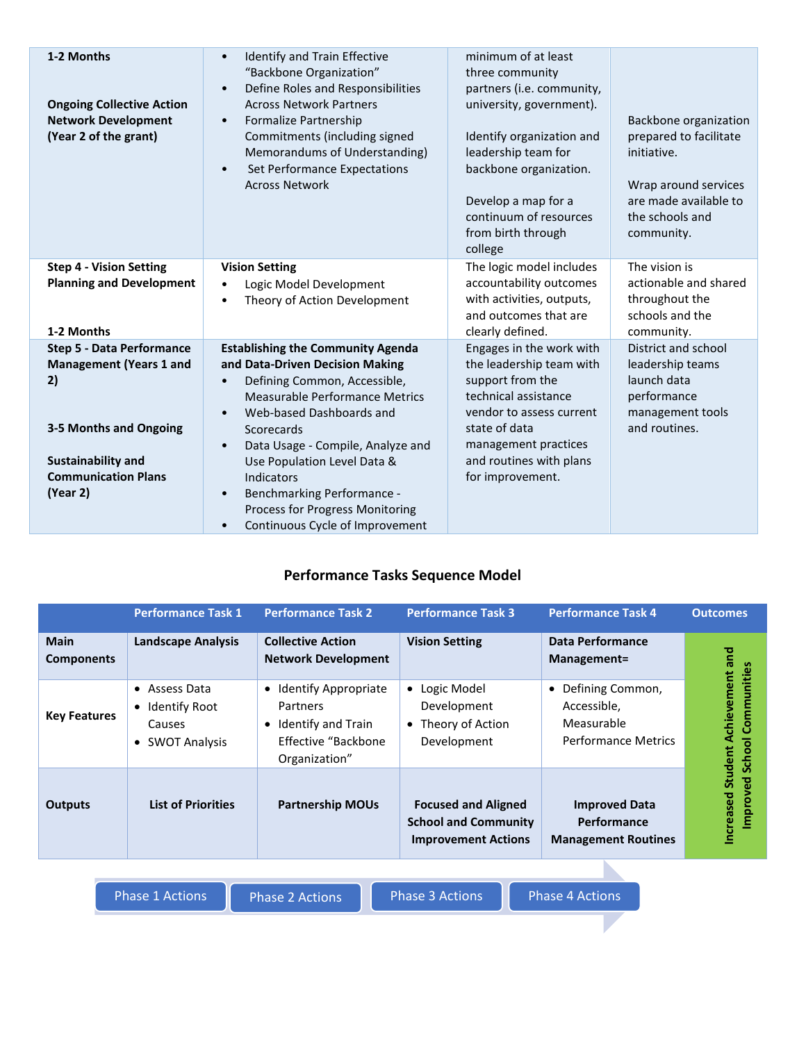| | | | |
|---|---|---|---|
| **1-2 Months**<br><br>**Ongoing Collective Action Network Development (Year 2 of the grant)** | • Identify and Train Effective "Backbone Organization"<br>• Define Roles and Responsibilities Across Network Partners<br>• Formalize Partnership Commitments (including signed Memorandums of Understanding)<br>• Set Performance Expectations Across Network | minimum of at least three community partners (i.e. community, university, government).<br><br>Identify organization and leadership team for backbone organization.<br><br>Develop a map for a continuum of resources from birth through college | Backbone organization prepared to facilitate initiative.<br><br>Wrap around services are made available to the schools and community. |
| **Step 4 - Vision Setting Planning and Development**<br><br>**1-2 Months** | **Vision Setting**<br>• Logic Model Development<br>• Theory of Action Development | The logic model includes accountability outcomes with activities, outputs, and outcomes that are clearly defined. | The vision is actionable and shared throughout the schools and the community. |
| **Step 5 - Data Performance Management (Years 1 and 2)**<br><br>**3-5 Months and Ongoing**<br><br>**Sustainability and Communication Plans (Year 2)** | **Establishing the Community Agenda and Data-Driven Decision Making**<br>• Defining Common, Accessible, Measurable Performance Metrics<br>• Web-based Dashboards and Scorecards<br>• Data Usage - Compile, Analyze and Use Population Level Data & Indicators<br>• Benchmarking Performance - Process for Progress Monitoring<br>• Continuous Cycle of Improvement | Engages in the work with the leadership team with support from the technical assistance vendor to assess current state of data management practices and routines with plans for improvement. | District and school leadership teams launch data performance management tools and routines. |

## Performance Tasks Sequence Model

| | Performance Task 1 | Performance Task 2 | Performance Task 3 | Performance Task 4 | Outcomes |
|---|---|---|---|---|---|
| **Main Components** | **Landscape Analysis** | **Collective Action Network Development** | **Vision Setting** | **Data Performance Management=** | **Increased Student Achievement and Improved School Communities** |
| **Key Features** | • Assess Data<br>• Identify Root Causes<br>• SWOT Analysis | • Identify Appropriate Partners<br>• Identify and Train Effective "Backbone Organization" | • Logic Model Development<br>• Theory of Action Development | • Defining Common, Accessible, Measurable Performance Metrics | |
| **Outputs** | **List of Priorities** | **Partnership MOUs** | **Focused and Aligned School and Community Improvement Actions** | **Improved Data Performance Management Routines** | |

Phase 1 Actions → Phase 2 Actions → Phase 3 Actions → Phase 4 Actions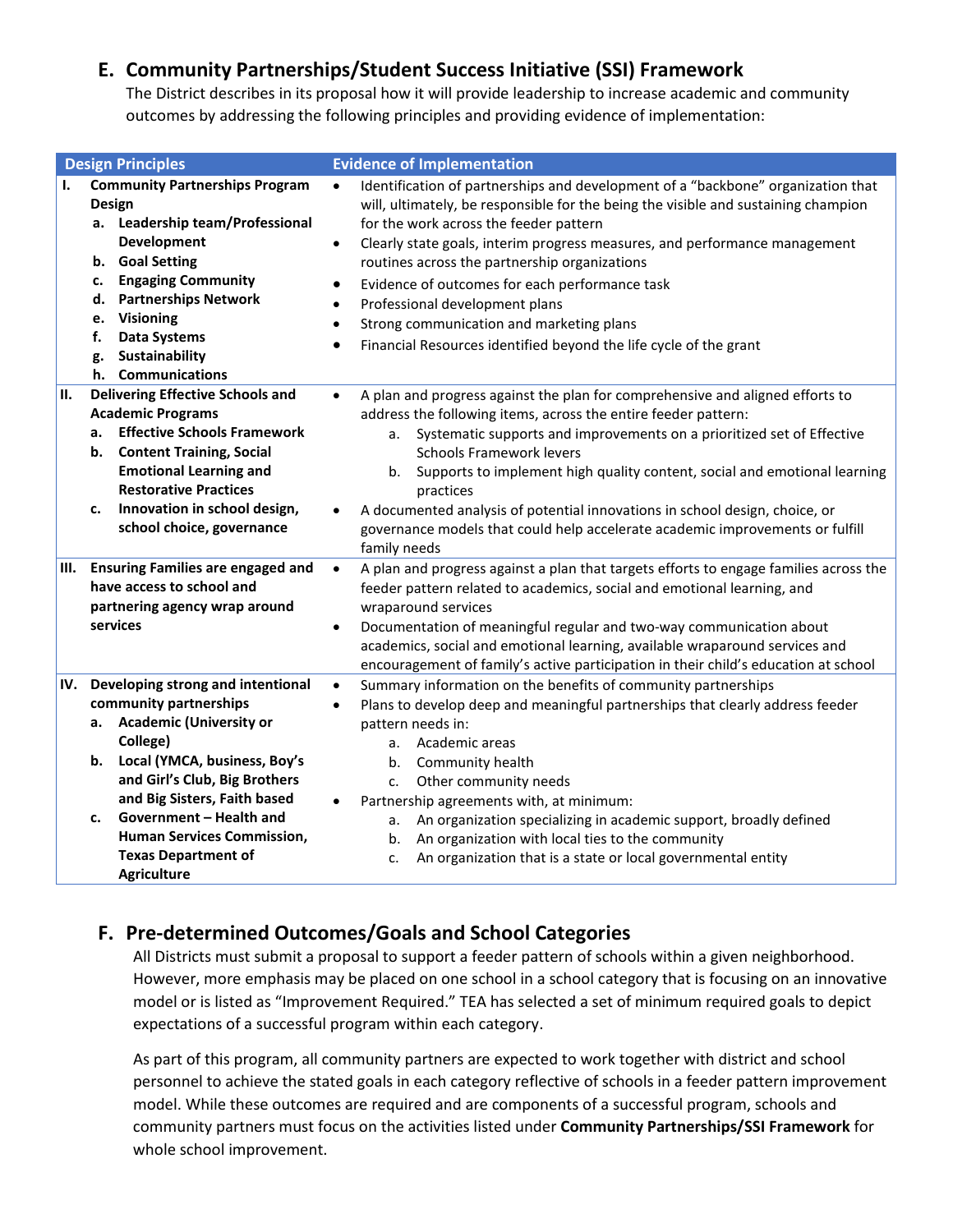## E. Community Partnerships/Student Success Initiative (SSI) Framework

The District describes in its proposal how it will provide leadership to increase academic and community outcomes by addressing the following principles and providing evidence of implementation:

| Design Principles | Evidence of Implementation |
|---|---|
| **I. Community Partnerships Program Design**<br>**a. Leadership team/Professional Development**<br>**b. Goal Setting**<br>**c. Engaging Community**<br>**d. Partnerships Network**<br>**e. Visioning**<br>**f. Data Systems**<br>**g. Sustainability**<br>**h. Communications** | • Identification of partnerships and development of a "backbone" organization that will, ultimately, be responsible for the being the visible and sustaining champion for the work across the feeder pattern<br>• Clearly state goals, interim progress measures, and performance management routines across the partnership organizations<br>• Evidence of outcomes for each performance task<br>• Professional development plans<br>• Strong communication and marketing plans<br>• Financial Resources identified beyond the life cycle of the grant |
| **II. Delivering Effective Schools and Academic Programs**<br>**a. Effective Schools Framework**<br>**b. Content Training, Social Emotional Learning and Restorative Practices**<br>**c. Innovation in school design, school choice, governance** | • A plan and progress against the plan for comprehensive and aligned efforts to address the following items, across the entire feeder pattern:<br>  a. Systematic supports and improvements on a prioritized set of Effective Schools Framework levers<br>  b. Supports to implement high quality content, social and emotional learning practices<br>• A documented analysis of potential innovations in school design, choice, or governance models that could help accelerate academic improvements or fulfill family needs |
| **III. Ensuring Families are engaged and have access to school and partnering agency wrap around services** | • A plan and progress against a plan that targets efforts to engage families across the feeder pattern related to academics, social and emotional learning, and wraparound services<br>• Documentation of meaningful regular and two-way communication about academics, social and emotional learning, available wraparound services and encouragement of family's active participation in their child's education at school |
| **IV. Developing strong and intentional community partnerships**<br>**a. Academic (University or College)**<br>**b. Local (YMCA, business, Boy's and Girl's Club, Big Brothers and Big Sisters, Faith based**<br>**c. Government – Health and Human Services Commission, Texas Department of Agriculture** | • Summary information on the benefits of community partnerships<br>• Plans to develop deep and meaningful partnerships that clearly address feeder pattern needs in:<br>  a. Academic areas<br>  b. Community health<br>  c. Other community needs<br>• Partnership agreements with, at minimum:<br>  a. An organization specializing in academic support, broadly defined<br>  b. An organization with local ties to the community<br>  c. An organization that is a state or local governmental entity |

## F. Pre-determined Outcomes/Goals and School Categories

All Districts must submit a proposal to support a feeder pattern of schools within a given neighborhood. However, more emphasis may be placed on one school in a school category that is focusing on an innovative model or is listed as "Improvement Required." TEA has selected a set of minimum required goals to depict expectations of a successful program within each category.

As part of this program, all community partners are expected to work together with district and school personnel to achieve the stated goals in each category reflective of schools in a feeder pattern improvement model. While these outcomes are required and are components of a successful program, schools and community partners must focus on the activities listed under **Community Partnerships/SSI Framework** for whole school improvement.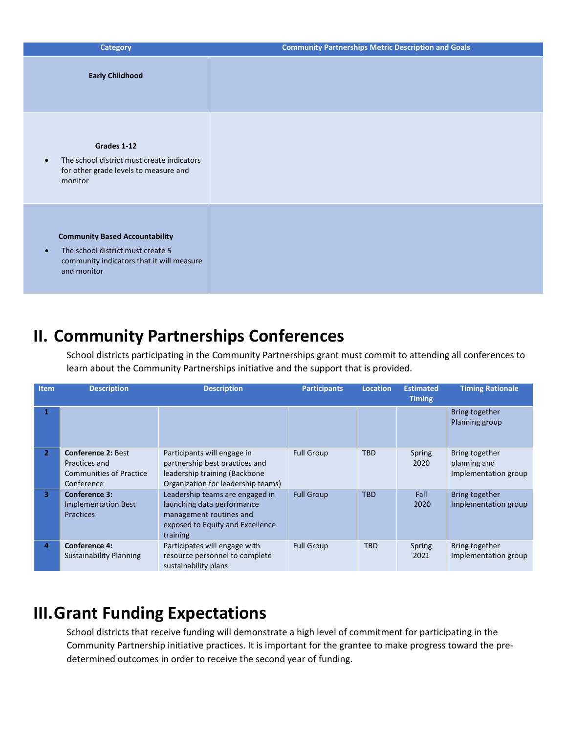| Category | Community Partnerships Metric Description and Goals |
| --- | --- |
| **Early Childhood** | |
| **Grades 1-12**<br>• The school district must create indicators for other grade levels to measure and monitor | |
| **Community Based Accountability**<br>• The school district must create 5 community indicators that it will measure and monitor | |

## II. Community Partnerships Conferences

School districts participating in the Community Partnerships grant must commit to attending all conferences to learn about the Community Partnerships initiative and the support that is provided.

| Item | Description | Description | Participants | Location | Estimated Timing | Timing Rationale |
| --- | --- | --- | --- | --- | --- | --- |
| 1 | | | | | | Bring together Planning group |
| 2 | **Conference 2:** Best Practices and Communities of Practice Conference | Participants will engage in partnership best practices and leadership training (Backbone Organization for leadership teams) | Full Group | TBD | Spring 2020 | Bring together planning and Implementation group |
| 3 | **Conference 3:** Implementation Best Practices | Leadership teams are engaged in launching data performance management routines and exposed to Equity and Excellence training | Full Group | TBD | Fall 2020 | Bring together Implementation group |
| 4 | **Conference 4:** Sustainability Planning | Participates will engage with resource personnel to complete sustainability plans | Full Group | TBD | Spring 2021 | Bring together Implementation group |

## III. Grant Funding Expectations

School districts that receive funding will demonstrate a high level of commitment for participating in the Community Partnership initiative practices. It is important for the grantee to make progress toward the pre-determined outcomes in order to receive the second year of funding.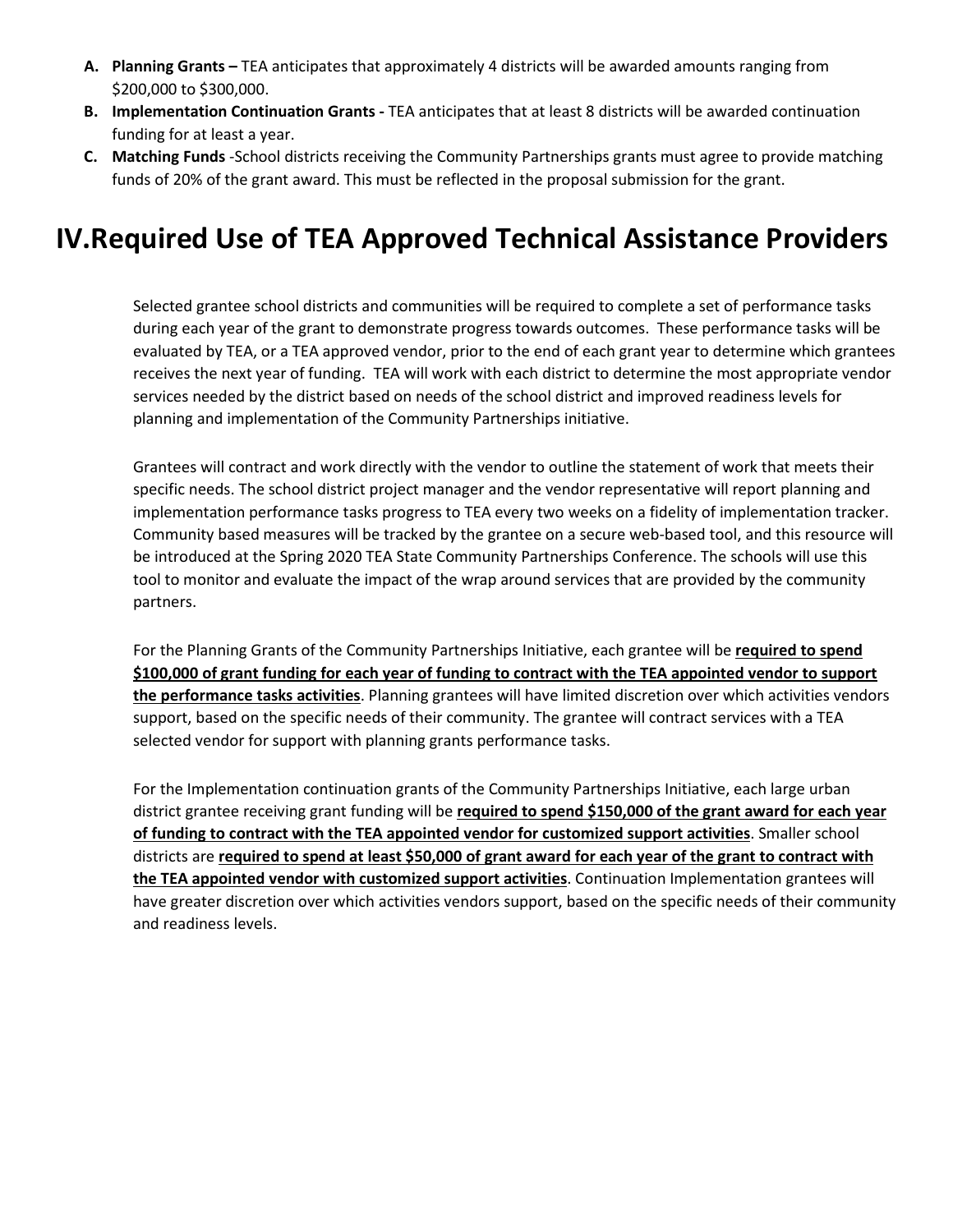A. **Planning Grants –** TEA anticipates that approximately 4 districts will be awarded amounts ranging from $200,000 to $300,000.
B. **Implementation Continuation Grants -** TEA anticipates that at least 8 districts will be awarded continuation funding for at least a year.
C. **Matching Funds** -School districts receiving the Community Partnerships grants must agree to provide matching funds of 20% of the grant award. This must be reflected in the proposal submission for the grant.

# IV.Required Use of TEA Approved Technical Assistance Providers

Selected grantee school districts and communities will be required to complete a set of performance tasks during each year of the grant to demonstrate progress towards outcomes. These performance tasks will be evaluated by TEA, or a TEA approved vendor, prior to the end of each grant year to determine which grantees receives the next year of funding. TEA will work with each district to determine the most appropriate vendor services needed by the district based on needs of the school district and improved readiness levels for planning and implementation of the Community Partnerships initiative.

Grantees will contract and work directly with the vendor to outline the statement of work that meets their specific needs. The school district project manager and the vendor representative will report planning and implementation performance tasks progress to TEA every two weeks on a fidelity of implementation tracker. Community based measures will be tracked by the grantee on a secure web-based tool, and this resource will be introduced at the Spring 2020 TEA State Community Partnerships Conference. The schools will use this tool to monitor and evaluate the impact of the wrap around services that are provided by the community partners.

For the Planning Grants of the Community Partnerships Initiative, each grantee will be **required to spend $100,000 of grant funding for each year of funding to contract with the TEA appointed vendor to support the performance tasks activities**. Planning grantees will have limited discretion over which activities vendors support, based on the specific needs of their community. The grantee will contract services with a TEA selected vendor for support with planning grants performance tasks.

For the Implementation continuation grants of the Community Partnerships Initiative, each large urban district grantee receiving grant funding will be **required to spend $150,000 of the grant award for each year of funding to contract with the TEA appointed vendor for customized support activities**. Smaller school districts are **required to spend at least $50,000 of grant award for each year of the grant to contract with the TEA appointed vendor with customized support activities**. Continuation Implementation grantees will have greater discretion over which activities vendors support, based on the specific needs of their community and readiness levels.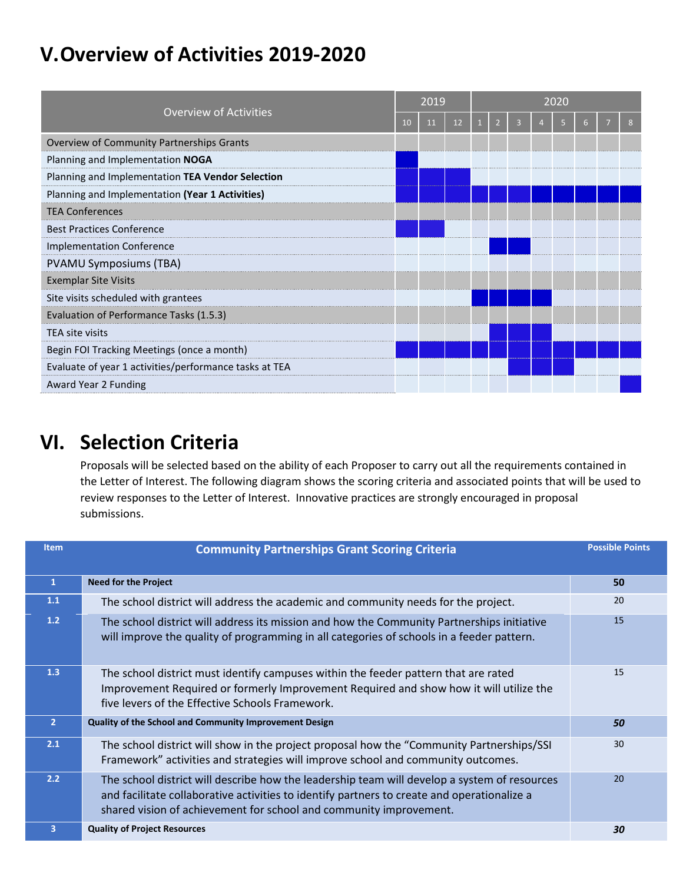# V. Overview of Activities 2019-2020

| Overview of Activities | 2019 | | | 2020 | | | | | | | |
|---|---|---|---|---|---|---|---|---|---|---|---|
| | 10 | 11 | 12 | 1 | 2 | 3 | 4 | 5 | 6 | 7 | 8 |
| Overview of Community Partnerships Grants | | | | | | | | | | | |
| Planning and Implementation **NOGA** | ■ | | | | | | | | | | |
| Planning and Implementation **TEA Vendor Selection** | ■ | ■ | ■ | | | | | | | | |
| Planning and Implementation **(Year 1 Activities)** | ■ | ■ | ■ | ■ | ■ | ■ | ■ | ■ | ■ | ■ | ■ |
| TEA Conferences | | | | | | | | | | | |
| Best Practices Conference | ■ | ■ | | | | | | | | | |
| Implementation Conference | | | | | ■ | ■ | | | | | |
| PVAMU Symposiums (TBA) | | | | | | | | | | | |
| Exemplar Site Visits | | | | | | | | | | | |
| Site visits scheduled with grantees | | | | ■ | ■ | ■ | ■ | | | | |
| Evaluation of Performance Tasks (1.5.3) | | | | | | | | | | | |
| TEA site visits | | | | | ■ | ■ | ■ | | | | |
| Begin FOI Tracking Meetings (once a month) | ■ | ■ | ■ | ■ | ■ | ■ | ■ | ■ | ■ | ■ | ■ |
| Evaluate of year 1 activities/performance tasks at TEA | | | | | | ■ | ■ | ■ | | | |
| Award Year 2 Funding | | | | | | | | | | | ■ |

# VI. Selection Criteria

Proposals will be selected based on the ability of each Proposer to carry out all the requirements contained in the Letter of Interest. The following diagram shows the scoring criteria and associated points that will be used to review responses to the Letter of Interest. Innovative practices are strongly encouraged in proposal submissions.

| Item | Community Partnerships Grant Scoring Criteria | Possible Points |
|---|---|---|
| 1 | **Need for the Project** | **50** |
| 1.1 | The school district will address the academic and community needs for the project. | 20 |
| 1.2 | The school district will address its mission and how the Community Partnerships initiative will improve the quality of programming in all categories of schools in a feeder pattern. | 15 |
| 1.3 | The school district must identify campuses within the feeder pattern that are rated Improvement Required or formerly Improvement Required and show how it will utilize the five levers of the Effective Schools Framework. | 15 |
| 2 | **Quality of the School and Community Improvement Design** | ***50*** |
| 2.1 | The school district will show in the project proposal how the "Community Partnerships/SSI Framework" activities and strategies will improve school and community outcomes. | 30 |
| 2.2 | The school district will describe how the leadership team will develop a system of resources and facilitate collaborative activities to identify partners to create and operationalize a shared vision of achievement for school and community improvement. | 20 |
| 3 | **Quality of Project Resources** | ***30*** |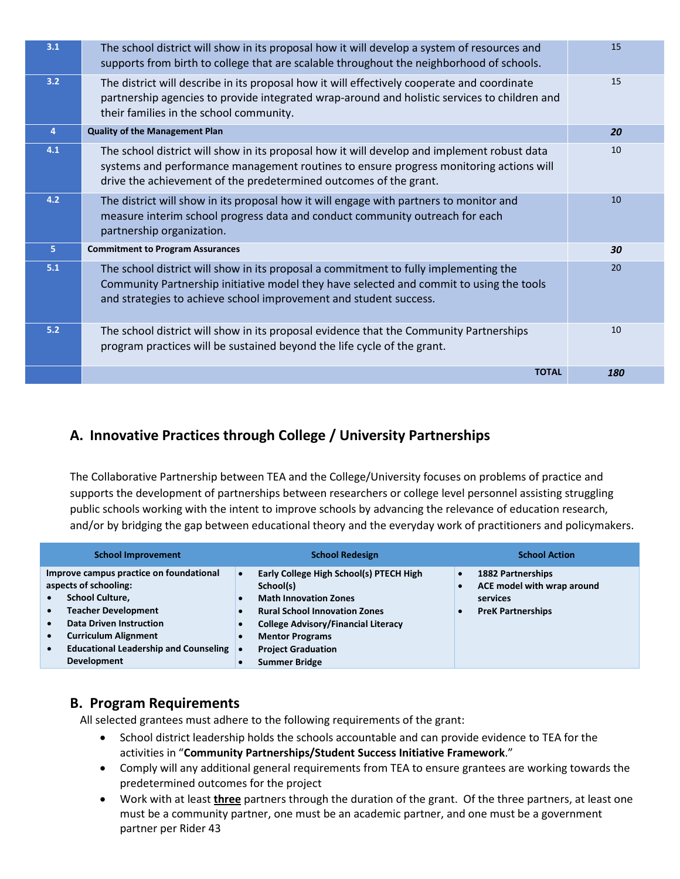| | | |
|---|---|---|
| 3.1 | The school district will show in its proposal how it will develop a system of resources and supports from birth to college that are scalable throughout the neighborhood of schools. | 15 |
| 3.2 | The district will describe in its proposal how it will effectively cooperate and coordinate partnership agencies to provide integrated wrap-around and holistic services to children and their families in the school community. | 15 |
| 4 | **Quality of the Management Plan** | ***20*** |
| 4.1 | The school district will show in its proposal how it will develop and implement robust data systems and performance management routines to ensure progress monitoring actions will drive the achievement of the predetermined outcomes of the grant. | 10 |
| 4.2 | The district will show in its proposal how it will engage with partners to monitor and measure interim school progress data and conduct community outreach for each partnership organization. | 10 |
| 5 | **Commitment to Program Assurances** | ***30*** |
| 5.1 | The school district will show in its proposal a commitment to fully implementing the Community Partnership initiative model they have selected and commit to using the tools and strategies to achieve school improvement and student success. | 20 |
| 5.2 | The school district will show in its proposal evidence that the Community Partnerships program practices will be sustained beyond the life cycle of the grant. | 10 |
| | **TOTAL** | ***180*** |

## A. Innovative Practices through College / University Partnerships

The Collaborative Partnership between TEA and the College/University focuses on problems of practice and supports the development of partnerships between researchers or college level personnel assisting struggling public schools working with the intent to improve schools by advancing the relevance of education research, and/or by bridging the gap between educational theory and the everyday work of practitioners and policymakers.

| School Improvement | School Redesign | School Action |
|---|---|---|
| **Improve campus practice on foundational aspects of schooling:**<br>• **School Culture,**<br>• **Teacher Development**<br>• **Data Driven Instruction**<br>• **Curriculum Alignment**<br>• **Educational Leadership and Counseling Development** | • **Early College High School(s) PTECH High School(s)**<br>• **Math Innovation Zones**<br>• **Rural School Innovation Zones**<br>• **College Advisory/Financial Literacy**<br>• **Mentor Programs**<br>• **Project Graduation**<br>• **Summer Bridge** | • **1882 Partnerships**<br>• **ACE model with wrap around services**<br>• **PreK Partnerships** |

## B. Program Requirements

All selected grantees must adhere to the following requirements of the grant:

- School district leadership holds the schools accountable and can provide evidence to TEA for the activities in "**Community Partnerships/Student Success Initiative Framework**."
- Comply will any additional general requirements from TEA to ensure grantees are working towards the predetermined outcomes for the project
- Work with at least <u>**three**</u> partners through the duration of the grant. Of the three partners, at least one must be a community partner, one must be an academic partner, and one must be a government partner per Rider 43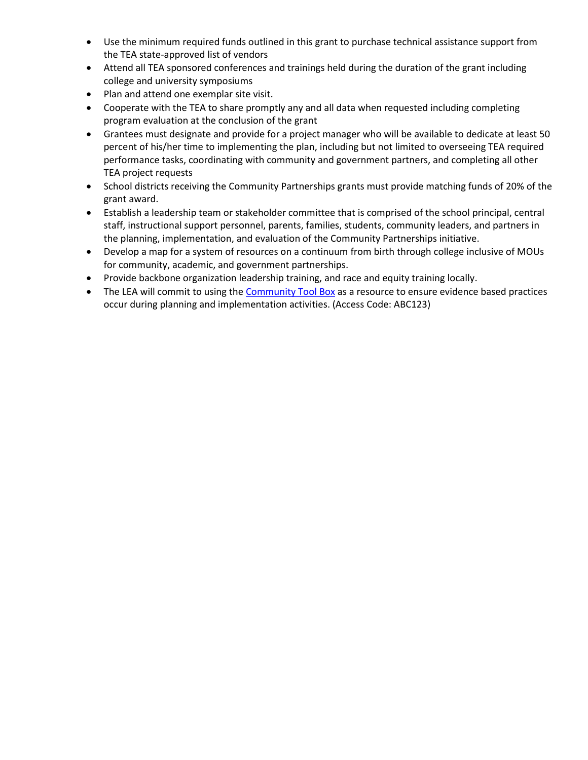- Use the minimum required funds outlined in this grant to purchase technical assistance support from the TEA state-approved list of vendors
- Attend all TEA sponsored conferences and trainings held during the duration of the grant including college and university symposiums
- Plan and attend one exemplar site visit.
- Cooperate with the TEA to share promptly any and all data when requested including completing program evaluation at the conclusion of the grant
- Grantees must designate and provide for a project manager who will be available to dedicate at least 50 percent of his/her time to implementing the plan, including but not limited to overseeing TEA required performance tasks, coordinating with community and government partners, and completing all other TEA project requests
- School districts receiving the Community Partnerships grants must provide matching funds of 20% of the grant award.
- Establish a leadership team or stakeholder committee that is comprised of the school principal, central staff, instructional support personnel, parents, families, students, community leaders, and partners in the planning, implementation, and evaluation of the Community Partnerships initiative.
- Develop a map for a system of resources on a continuum from birth through college inclusive of MOUs for community, academic, and government partnerships.
- Provide backbone organization leadership training, and race and equity training locally.
- The LEA will commit to using the Community Tool Box as a resource to ensure evidence based practices occur during planning and implementation activities. (Access Code: ABC123)